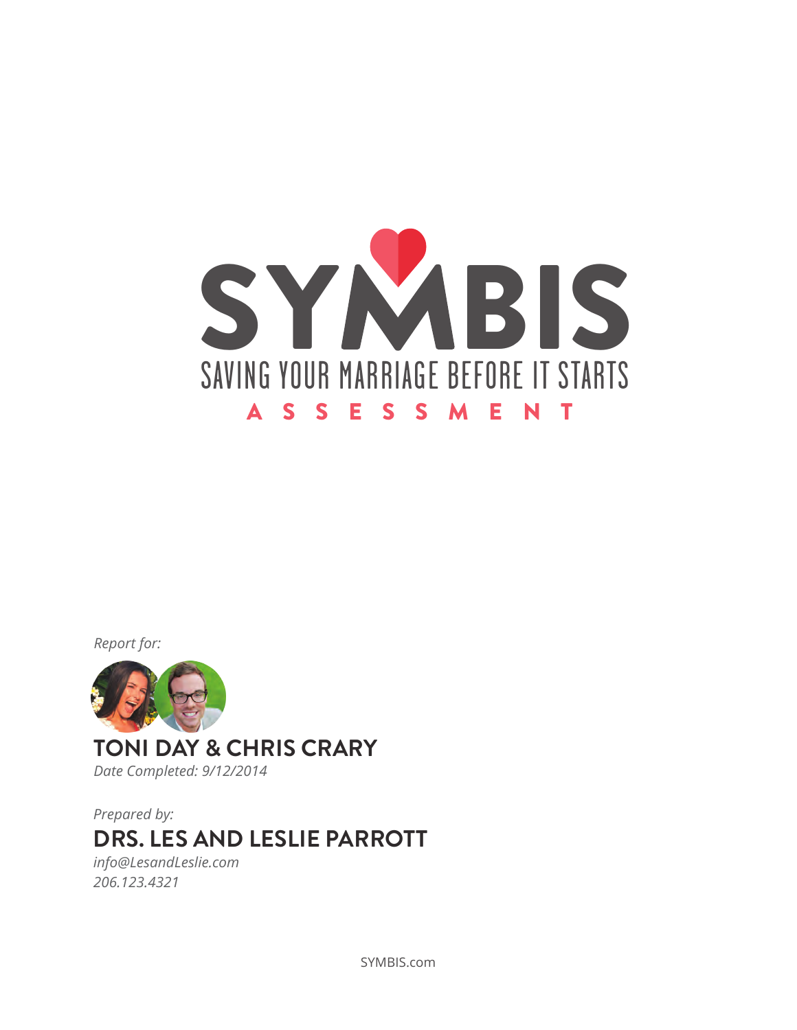# SYMBIS

SAVING YOUR MARRIAGE BEFORE IT STARTS

ASSESSMENT

*Report for:*

**TONI DAY & CHRIS CRARY**

*Date Completed: 9/12/2014*

*Prepared by:*

**DRS. LES AND LESLIE PARROTT**

*info@LesandLeslie.com*

*206.123.4321*

SYMBIS.com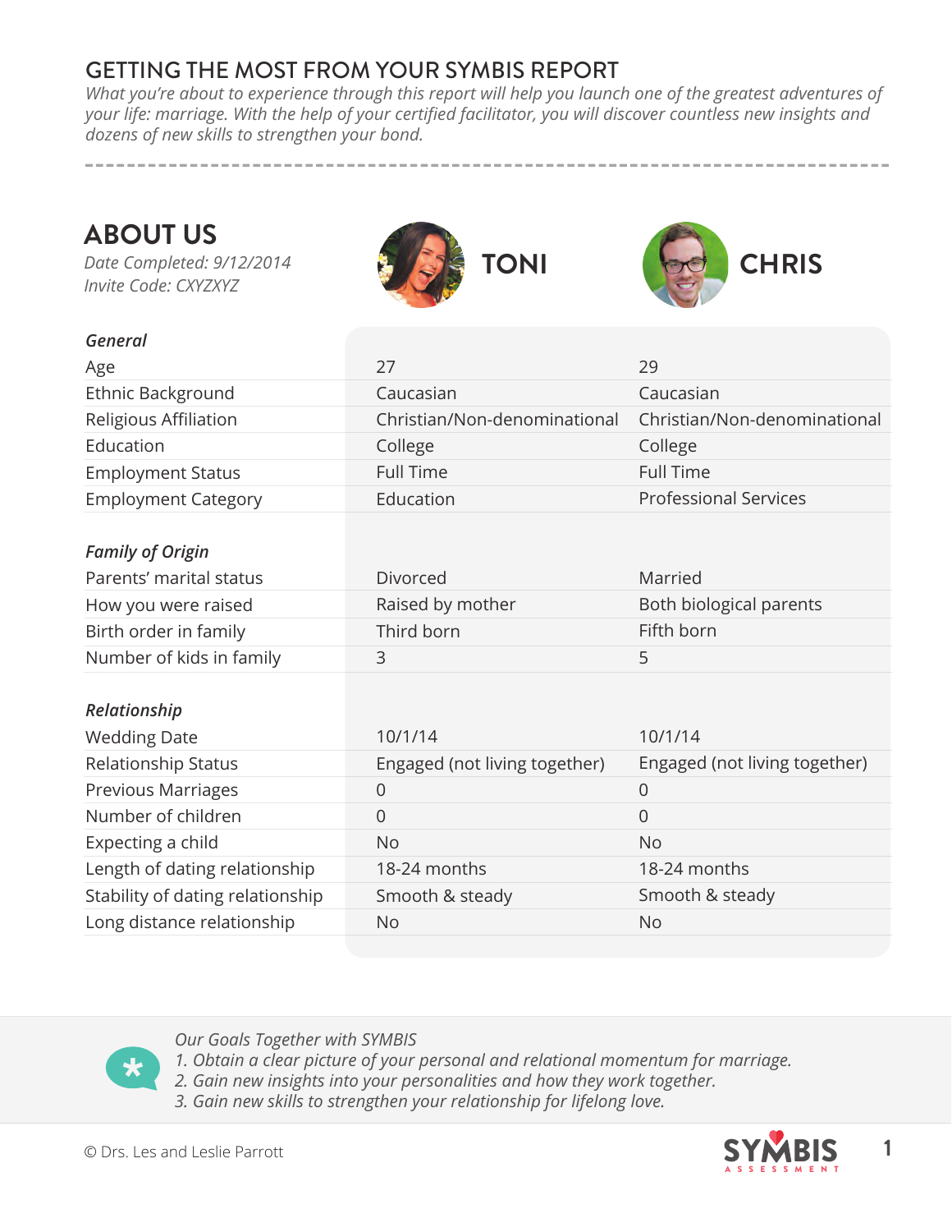# GETTING THE MOST FROM YOUR SYMBIS REPORT

*What you're about to experience through this report will help you launch one of the greatest adventures of your life: marriage. With the help of your certified facilitator, you will discover countless new insights and dozens of new skills to strengthen your bond.*

## ABOUT US

*Date Completed: 9/12/2014*
*Invite Code: CXYZXYZ*

| | TONI | CHRIS |
|---|---|---|
| ***General*** | | |
| Age | 27 | 29 |
| Ethnic Background | Caucasian | Caucasian |
| Religious Affiliation | Christian/Non-denominational | Christian/Non-denominational |
| Education | College | College |
| Employment Status | Full Time | Full Time |
| Employment Category | Education | Professional Services |
| ***Family of Origin*** | | |
| Parents' marital status | Divorced | Married |
| How you were raised | Raised by mother | Both biological parents |
| Birth order in family | Third born | Fifth born |
| Number of kids in family | 3 | 5 |
| ***Relationship*** | | |
| Wedding Date | 10/1/14 | 10/1/14 |
| Relationship Status | Engaged (not living together) | Engaged (not living together) |
| Previous Marriages | 0 | 0 |
| Number of children | 0 | 0 |
| Expecting a child | No | No |
| Length of dating relationship | 18-24 months | 18-24 months |
| Stability of dating relationship | Smooth & steady | Smooth & steady |
| Long distance relationship | No | No |

*Our Goals Together with SYMBIS*
*1. Obtain a clear picture of your personal and relational momentum for marriage.*
*2. Gain new insights into your personalities and how they work together.*
*3. Gain new skills to strengthen your relationship for lifelong love.*

© Drs. Les and Leslie Parrott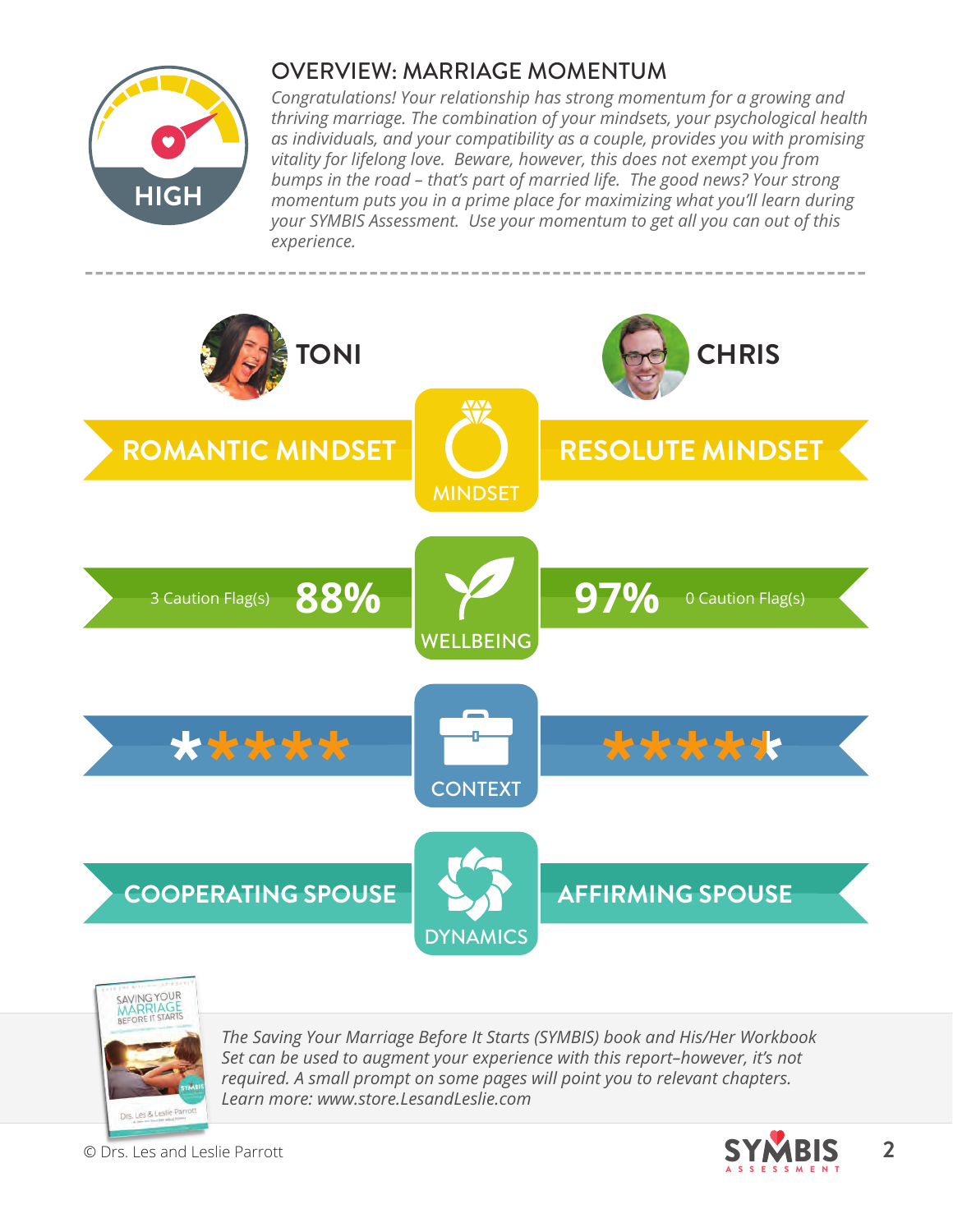HIGH

## OVERVIEW: MARRIAGE MOMENTUM

*Congratulations! Your relationship has strong momentum for a growing and thriving marriage. The combination of your mindsets, your psychological health as individuals, and your compatibility as a couple, provides you with promising vitality for lifelong love. Beware, however, this does not exempt you from bumps in the road – that's part of married life. The good news? Your strong momentum puts you in a prime place for maximizing what you'll learn during your SYMBIS Assessment. Use your momentum to get all you can out of this experience.*

---

| TONI | | CHRIS |
| --- | --- | --- |
| ROMANTIC MINDSET | MINDSET | RESOLUTE MINDSET |
| 3 Caution Flag(s) 88% | WELLBEING | 97% 0 Caution Flag(s) |
| ***** | CONTEXT | ***** |
| COOPERATING SPOUSE | DYNAMICS | AFFIRMING SPOUSE |

*The Saving Your Marriage Before It Starts (SYMBIS) book and His/Her Workbook Set can be used to augment your experience with this report–however, it's not required. A small prompt on some pages will point you to relevant chapters. Learn more: www.store.LesandLeslie.com*

© Drs. Les and Leslie Parrott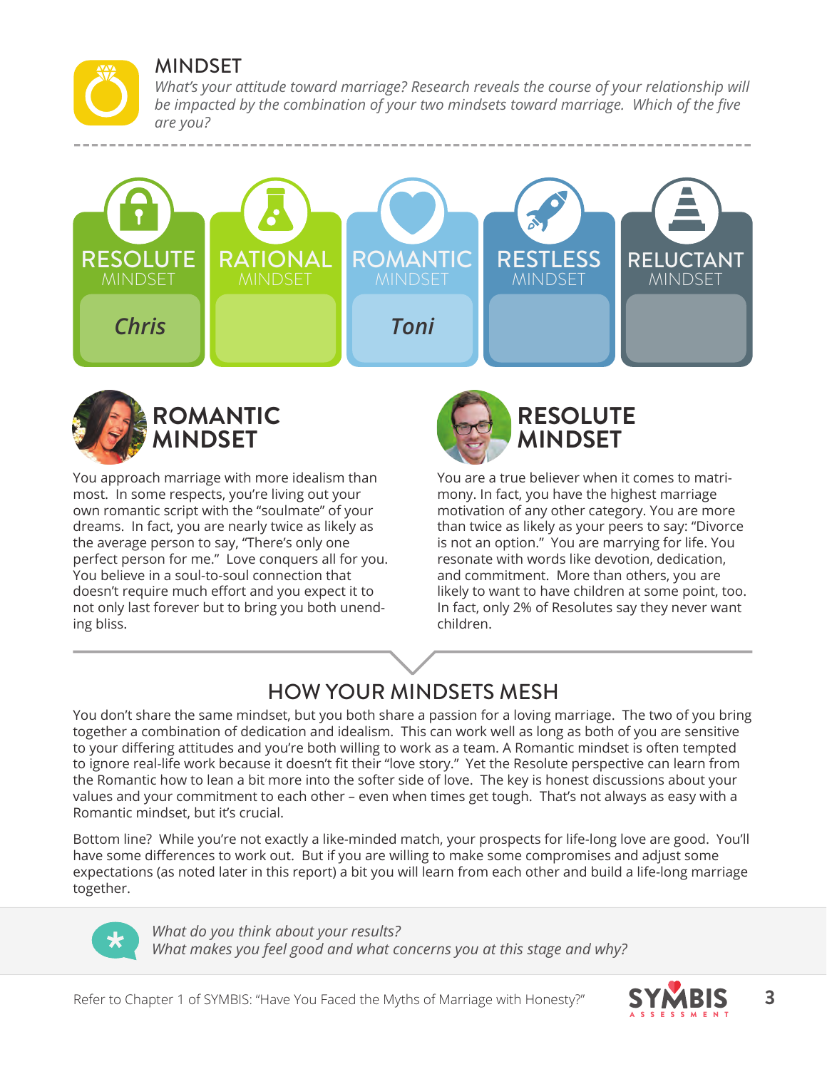# MINDSET

*What's your attitude toward marriage? Research reveals the course of your relationship will be impacted by the combination of your two mindsets toward marriage. Which of the five are you?*

| RESOLUTE MINDSET | RATIONAL MINDSET | ROMANTIC MINDSET | RESTLESS MINDSET | RELUCTANT MINDSET |
|---|---|---|---|---|
| *Chris* | | *Toni* | | |

## ROMANTIC MINDSET

You approach marriage with more idealism than most. In some respects, you're living out your own romantic script with the "soulmate" of your dreams. In fact, you are nearly twice as likely as the average person to say, "There's only one perfect person for me." Love conquers all for you. You believe in a soul-to-soul connection that doesn't require much effort and you expect it to not only last forever but to bring you both unending bliss.

## RESOLUTE MINDSET

You are a true believer when it comes to matrimony. In fact, you have the highest marriage motivation of any other category. You are more than twice as likely as your peers to say: "Divorce is not an option." You are marrying for life. You resonate with words like devotion, dedication, and commitment. More than others, you are likely to want to have children at some point, too. In fact, only 2% of Resolutes say they never want children.

## HOW YOUR MINDSETS MESH

You don't share the same mindset, but you both share a passion for a loving marriage. The two of you bring together a combination of dedication and idealism. This can work well as long as both of you are sensitive to your differing attitudes and you're both willing to work as a team. A Romantic mindset is often tempted to ignore real-life work because it doesn't fit their "love story." Yet the Resolute perspective can learn from the Romantic how to lean a bit more into the softer side of love. The key is honest discussions about your values and your commitment to each other – even when times get tough. That's not always as easy with a Romantic mindset, but it's crucial.

Bottom line? While you're not exactly a like-minded match, your prospects for life-long love are good. You'll have some differences to work out. But if you are willing to make some compromises and adjust some expectations (as noted later in this report) a bit you will learn from each other and build a life-long marriage together.

*What do you think about your results?*
*What makes you feel good and what concerns you at this stage and why?*

Refer to Chapter 1 of SYMBIS: "Have You Faced the Myths of Marriage with Honesty?"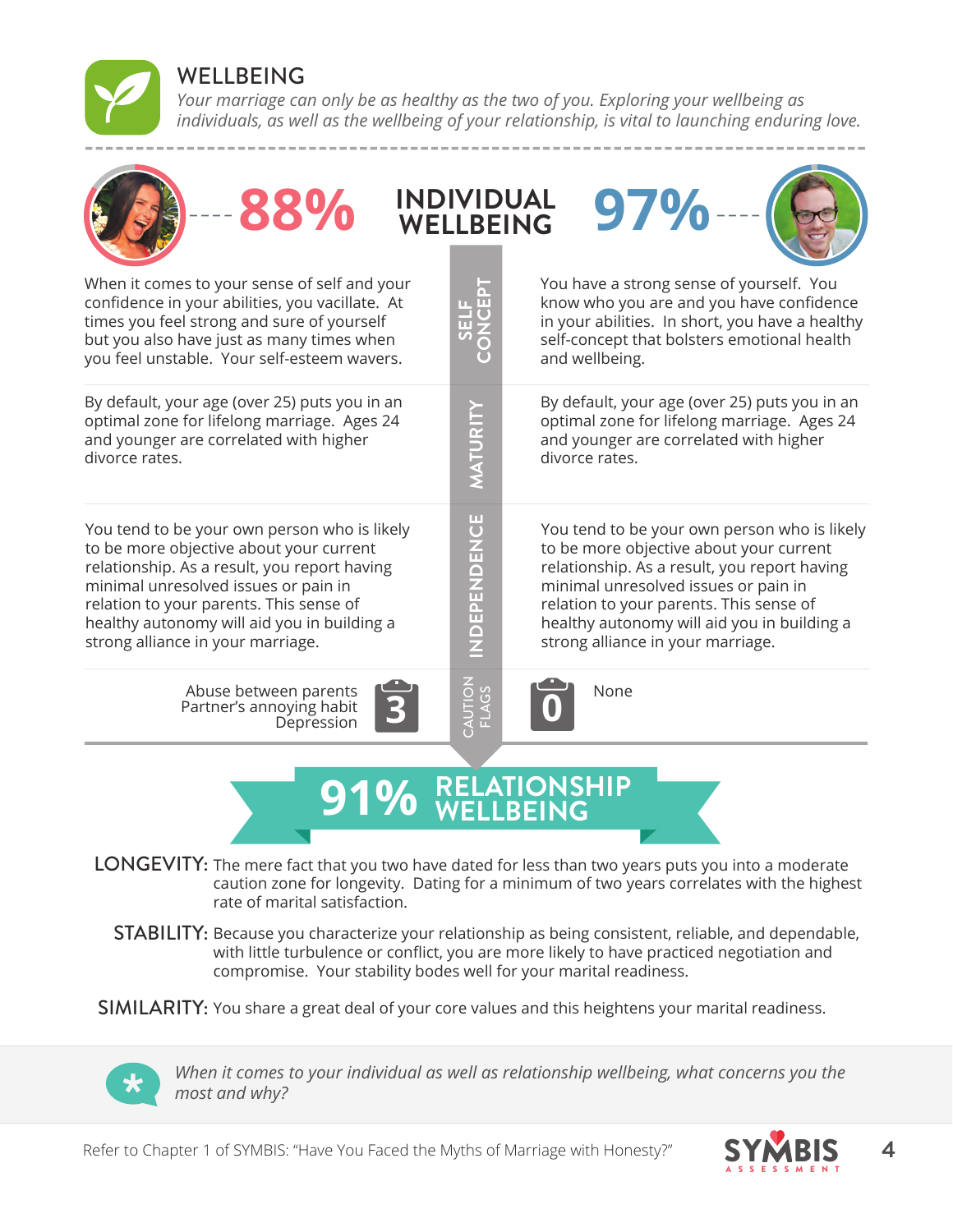# WELLBEING

*Your marriage can only be as healthy as the two of you. Exploring your wellbeing as individuals, as well as the wellbeing of your relationship, is vital to launching enduring love.*

## INDIVIDUAL WELLBEING

| 88% | | 97% |
|---|---|---|
| When it comes to your sense of self and your confidence in your abilities, you vacillate. At times you feel strong and sure of yourself but you also have just as many times when you feel unstable. Your self-esteem wavers. | **SELF CONCEPT** | You have a strong sense of yourself. You know who you are and you have confidence in your abilities. In short, you have a healthy self-concept that bolsters emotional health and wellbeing. |
| By default, your age (over 25) puts you in an optimal zone for lifelong marriage. Ages 24 and younger are correlated with higher divorce rates. | **MATURITY** | By default, your age (over 25) puts you in an optimal zone for lifelong marriage. Ages 24 and younger are correlated with higher divorce rates. |
| You tend to be your own person who is likely to be more objective about your current relationship. As a result, you report having minimal unresolved issues or pain in relation to your parents. This sense of healthy autonomy will aid you in building a strong alliance in your marriage. | **INDEPENDENCE** | You tend to be your own person who is likely to be more objective about your current relationship. As a result, you report having minimal unresolved issues or pain in relation to your parents. This sense of healthy autonomy will aid you in building a strong alliance in your marriage. |
| Abuse between parents<br>Partner's annoying habit<br>Depression<br>**3** | **CAUTION FLAGS** | **0**<br>None |

## 91% RELATIONSHIP WELLBEING

**LONGEVITY:** The mere fact that you two have dated for less than two years puts you into a moderate caution zone for longevity. Dating for a minimum of two years correlates with the highest rate of marital satisfaction.

**STABILITY:** Because you characterize your relationship as being consistent, reliable, and dependable, with little turbulence or conflict, you are more likely to have practiced negotiation and compromise. Your stability bodes well for your marital readiness.

**SIMILARITY:** You share a great deal of your core values and this heightens your marital readiness.

*When it comes to your individual as well as relationship wellbeing, what concerns you the most and why?*

Refer to Chapter 1 of SYMBIS: "Have You Faced the Myths of Marriage with Honesty?"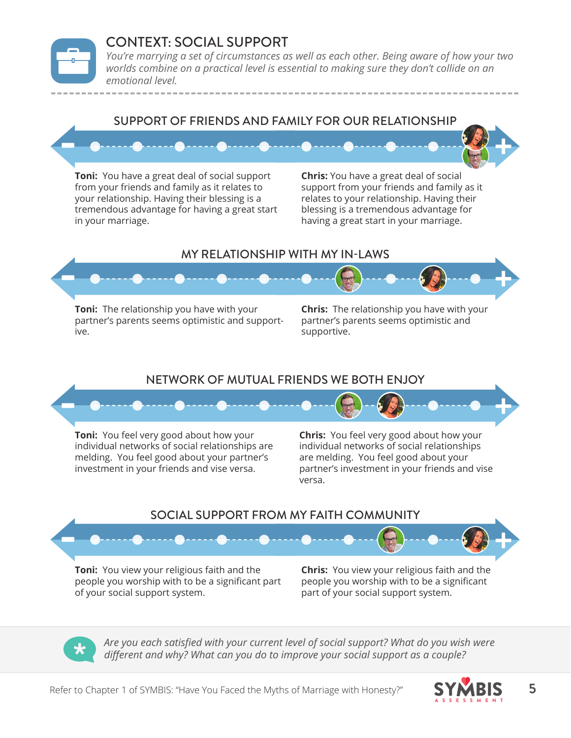# CONTEXT: SOCIAL SUPPORT

*You're marrying a set of circumstances as well as each other. Being aware of how your two worlds combine on a practical level is essential to making sure they don't collide on an emotional level.*

## SUPPORT OF FRIENDS AND FAMILY FOR OUR RELATIONSHIP

**Toni:** You have a great deal of social support from your friends and family as it relates to your relationship. Having their blessing is a tremendous advantage for having a great start in your marriage.

**Chris:** You have a great deal of social support from your friends and family as it relates to your relationship. Having their blessing is a tremendous advantage for having a great start in your marriage.

## MY RELATIONSHIP WITH MY IN-LAWS

**Toni:** The relationship you have with your partner's parents seems optimistic and supportive.

**Chris:** The relationship you have with your partner's parents seems optimistic and supportive.

## NETWORK OF MUTUAL FRIENDS WE BOTH ENJOY

**Toni:** You feel very good about how your individual networks of social relationships are melding. You feel good about your partner's investment in your friends and vise versa.

**Chris:** You feel very good about how your individual networks of social relationships are melding. You feel good about your partner's investment in your friends and vise versa.

## SOCIAL SUPPORT FROM MY FAITH COMMUNITY

**Toni:** You view your religious faith and the people you worship with to be a significant part of your social support system.

**Chris:** You view your religious faith and the people you worship with to be a significant part of your social support system.

*Are you each satisfied with your current level of social support? What do you wish were different and why? What can you do to improve your social support as a couple?*

Refer to Chapter 1 of SYMBIS: "Have You Faced the Myths of Marriage with Honesty?"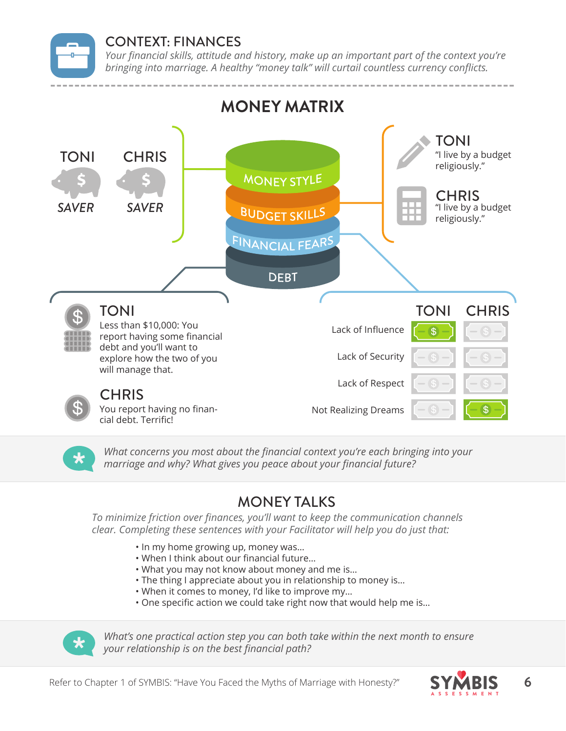## CONTEXT: FINANCES

*Your financial skills, attitude and history, make up an important part of the context you're bringing into marriage. A healthy "money talk" will curtail countless currency conflicts.*

## MONEY MATRIX

### MONEY STYLE

| TONI | CHRIS |
|---|---|
| *SAVER* | *SAVER* |

### BUDGET SKILLS

**TONI**
"I live by a budget religiously."

**CHRIS**
"I live by a budget religiously."

### DEBT

**TONI**
Less than $10,000: You report having some financial debt and you'll want to explore how the two of you will manage that.

**CHRIS**
You report having no financial debt. Terrific!

### FINANCIAL FEARS

| | TONI | CHRIS |
|---|---|---|
| Lack of Influence | $ | |
| Lack of Security | | |
| Lack of Respect | | |
| Not Realizing Dreams | | $ |

*What concerns you most about the financial context you're each bringing into your marriage and why? What gives you peace about your financial future?*

## MONEY TALKS

*To minimize friction over finances, you'll want to keep the communication channels clear. Completing these sentences with your Facilitator will help you do just that:*

- In my home growing up, money was...
- When I think about our financial future...
- What you may not know about money and me is...
- The thing I appreciate about you in relationship to money is...
- When it comes to money, I'd like to improve my...
- One specific action we could take right now that would help me is...

*What's one practical action step you can both take within the next month to ensure your relationship is on the best financial path?*

Refer to Chapter 1 of SYMBIS: "Have You Faced the Myths of Marriage with Honesty?"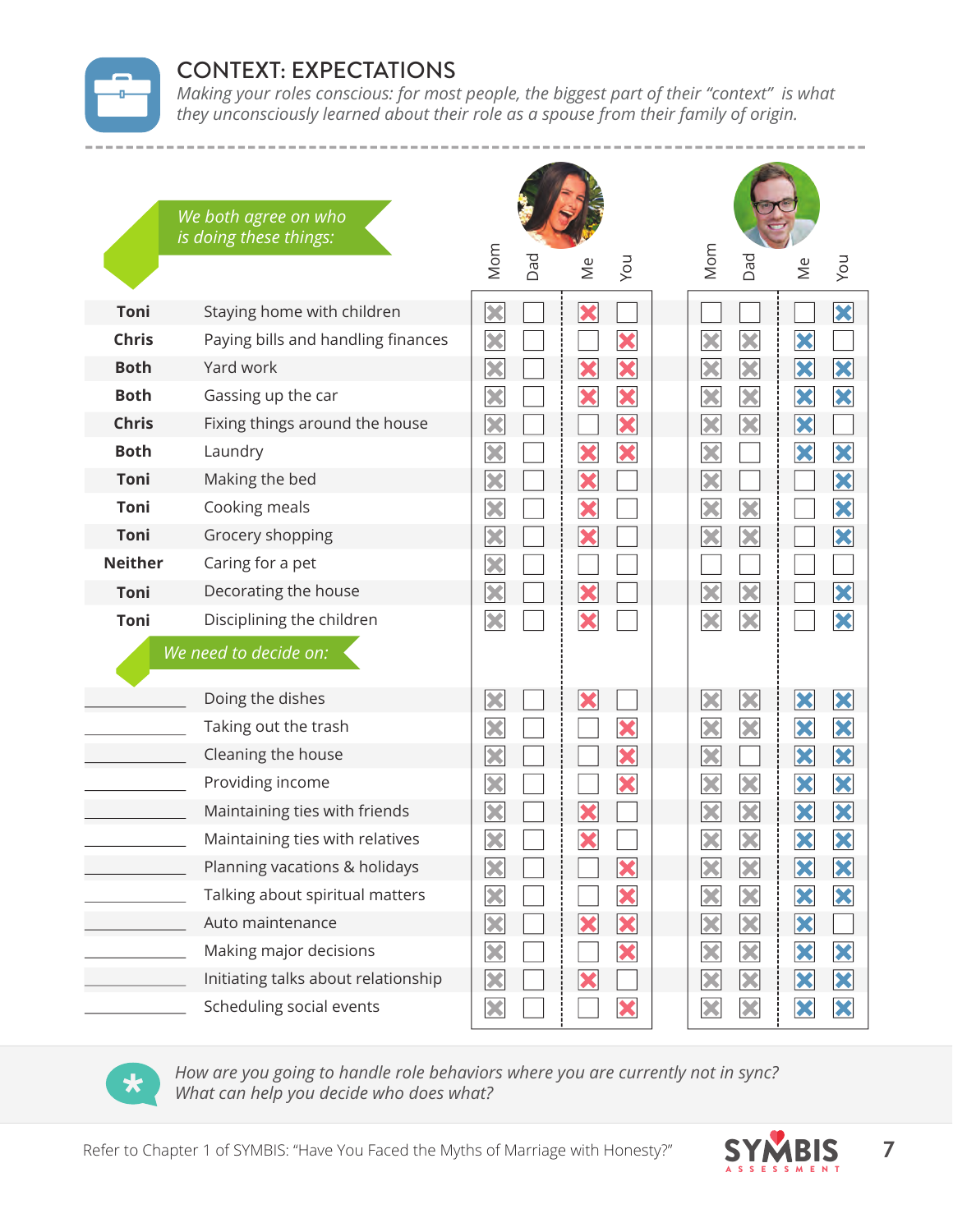## CONTEXT: EXPECTATIONS

*Making your roles conscious: for most people, the biggest part of their "context" is what they unconsciously learned about their role as a spouse from their family of origin.*

*We both agree on who is doing these things:*

| Who | Task | Her: Mom | Her: Dad | Her: Me | Her: You | His: Mom | His: Dad | His: Me | His: You |
|---|---|---|---|---|---|---|---|---|---|
| **Toni** | Staying home with children | X | | X | | | | | X |
| **Chris** | Paying bills and handling finances | X | | | X | X | X | X | |
| **Both** | Yard work | X | | X | X | X | X | X | X |
| **Both** | Gassing up the car | X | | X | X | X | X | X | X |
| **Chris** | Fixing things around the house | X | | | X | X | X | X | |
| **Both** | Laundry | X | | X | X | X | | X | X |
| **Toni** | Making the bed | X | | X | | X | | | X |
| **Toni** | Cooking meals | X | | X | | X | X | | X |
| **Toni** | Grocery shopping | X | | X | | X | X | | X |
| **Neither** | Caring for a pet | X | | | | | | | |
| **Toni** | Decorating the house | X | | X | | X | X | | X |
| **Toni** | Disciplining the children | X | | X | | X | X | | X |

*We need to decide on:*

| Who | Task | Her: Mom | Her: Dad | Her: Me | Her: You | His: Mom | His: Dad | His: Me | His: You |
|---|---|---|---|---|---|---|---|---|---|
| ______ | Doing the dishes | X | | X | | X | X | X | X |
| ______ | Taking out the trash | X | | | X | X | X | X | X |
| ______ | Cleaning the house | X | | | X | X | | X | X |
| ______ | Providing income | X | | | X | X | X | X | X |
| ______ | Maintaining ties with friends | X | | X | | X | X | X | X |
| ______ | Maintaining ties with relatives | X | | X | | X | X | X | X |
| ______ | Planning vacations & holidays | X | | | X | X | X | X | X |
| ______ | Talking about spiritual matters | X | | | X | X | X | X | X |
| ______ | Auto maintenance | X | | X | X | X | X | X | |
| ______ | Making major decisions | X | | | X | X | X | X | X |
| ______ | Initiating talks about relationship | X | | X | | X | X | X | X |
| ______ | Scheduling social events | X | | | X | X | X | X | X |

*How are you going to handle role behaviors where you are currently not in sync? What can help you decide who does what?*

Refer to Chapter 1 of SYMBIS: "Have You Faced the Myths of Marriage with Honesty?"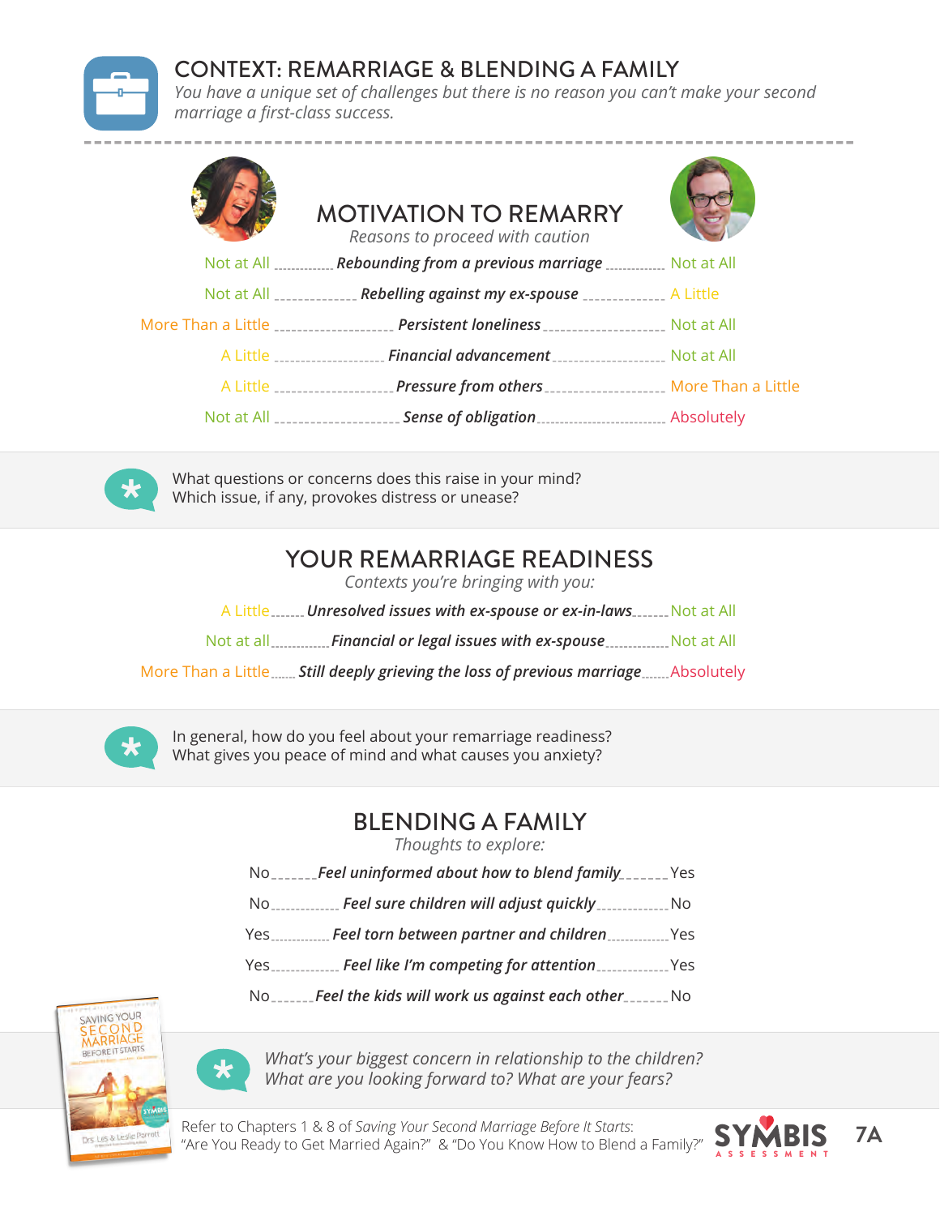# CONTEXT: REMARRIAGE & BLENDING A FAMILY

*You have a unique set of challenges but there is no reason you can't make your second marriage a first-class success.*

## MOTIVATION TO REMARRY

*Reasons to proceed with caution*

| | | |
|---|---|---|
| Not at All | ***Rebounding from a previous marriage*** | Not at All |
| Not at All | ***Rebelling against my ex-spouse*** | A Little |
| More Than a Little | ***Persistent loneliness*** | Not at All |
| A Little | ***Financial advancement*** | Not at All |
| A Little | ***Pressure from others*** | More Than a Little |
| Not at All | ***Sense of obligation*** | Absolutely |

What questions or concerns does this raise in your mind?
Which issue, if any, provokes distress or unease?

## YOUR REMARRIAGE READINESS

*Contexts you're bringing with you:*

| | | |
|---|---|---|
| A Little | ***Unresolved issues with ex-spouse or ex-in-laws*** | Not at All |
| Not at all | ***Financial or legal issues with ex-spouse*** | Not at All |
| More Than a Little | ***Still deeply grieving the loss of previous marriage*** | Absolutely |

In general, how do you feel about your remarriage readiness?
What gives you peace of mind and what causes you anxiety?

## BLENDING A FAMILY

*Thoughts to explore:*

| | | |
|---|---|---|
| No | ***Feel uninformed about how to blend family*** | Yes |
| No | ***Feel sure children will adjust quickly*** | No |
| Yes | ***Feel torn between partner and children*** | Yes |
| Yes | ***Feel like I'm competing for attention*** | Yes |
| No | ***Feel the kids will work us against each other*** | No |

*What's your biggest concern in relationship to the children?*
*What are you looking forward to? What are your fears?*

Refer to Chapters 1 & 8 of *Saving Your Second Marriage Before It Starts*:
"Are You Ready to Get Married Again?" & "Do You Know How to Blend a Family?"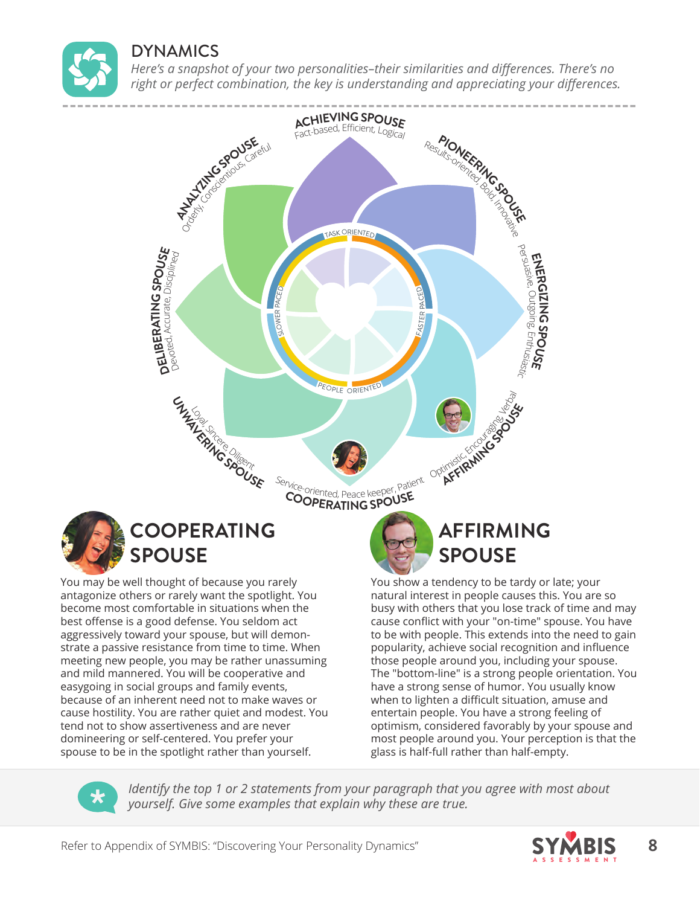# DYNAMICS

*Here's a snapshot of your two personalities–their similarities and differences. There's no right or perfect combination, the key is understanding and appreciating your differences.*

**ACHIEVING SPOUSE**
Fact-based, Efficient, Logical

**PIONEERING SPOUSE**
Results-oriented, Bold, Innovative

**ENERGIZING SPOUSE**
Persuasive, Outgoing, Enthusiastic

**AFFIRMING SPOUSE**
Optimistic, Encouraging, Verbal

**COOPERATING SPOUSE**
Service-oriented, Peace keeper, Patient

**UNWAVERING SPOUSE**
Loyal, Sincere, Diligent

**DELIBERATING SPOUSE**
Devoted, Accurate, Disciplined

**ANALYZING SPOUSE**
Orderly, Conscientious, Careful

TASK ORIENTED — FASTER PACED — PEOPLE ORIENTED — SLOWER PACED

## COOPERATING SPOUSE

You may be well thought of because you rarely antagonize others or rarely want the spotlight. You become most comfortable in situations when the best offense is a good defense. You seldom act aggressively toward your spouse, but will demonstrate a passive resistance from time to time. When meeting new people, you may be rather unassuming and mild mannered. You will be cooperative and easygoing in social groups and family events, because of an inherent need not to make waves or cause hostility. You are rather quiet and modest. You tend not to show assertiveness and are never domineering or self-centered. You prefer your spouse to be in the spotlight rather than yourself.

## AFFIRMING SPOUSE

You show a tendency to be tardy or late; your natural interest in people causes this. You are so busy with others that you lose track of time and may cause conflict with your "on-time" spouse. You have to be with people. This extends into the need to gain popularity, achieve social recognition and influence those people around you, including your spouse. The "bottom-line" is a strong people orientation. You have a strong sense of humor. You usually know when to lighten a difficult situation, amuse and entertain people. You have a strong feeling of optimism, considered favorably by your spouse and most people around you. Your perception is that the glass is half-full rather than half-empty.

*Identify the top 1 or 2 statements from your paragraph that you agree with most about yourself. Give some examples that explain why these are true.*

Refer to Appendix of SYMBIS: "Discovering Your Personality Dynamics"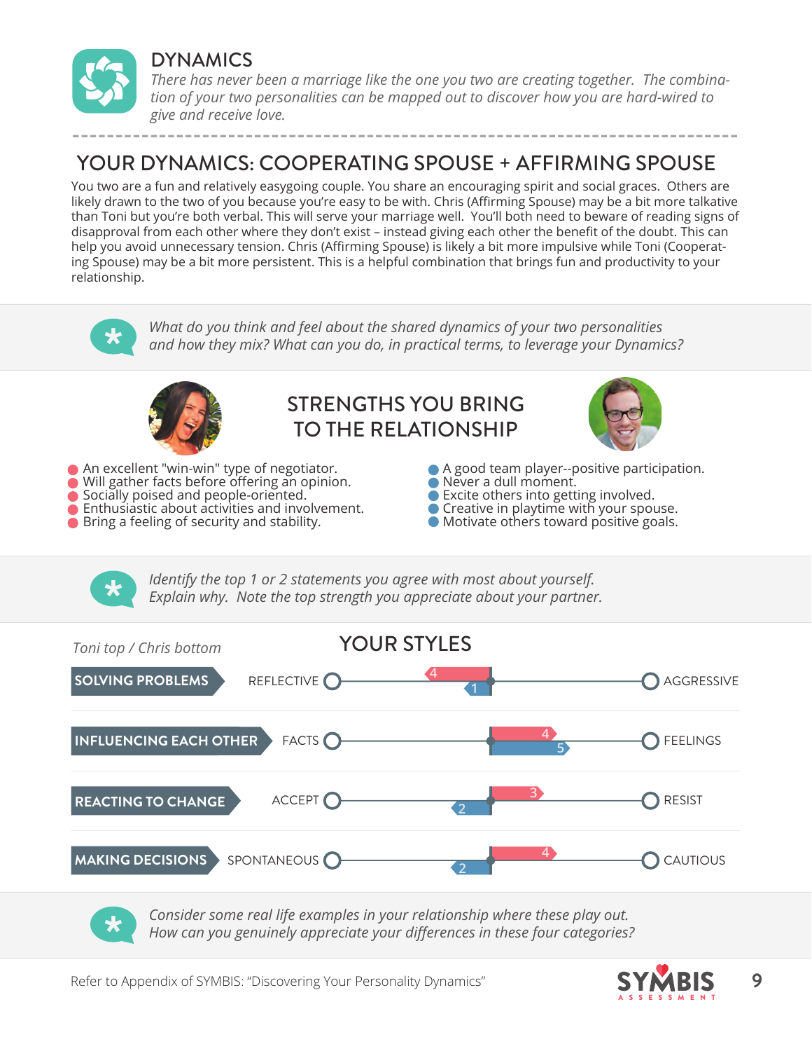# DYNAMICS

*There has never been a marriage like the one you two are creating together. The combination of your two personalities can be mapped out to discover how you are hard-wired to give and receive love.*

## YOUR DYNAMICS: COOPERATING SPOUSE + AFFIRMING SPOUSE

You two are a fun and relatively easygoing couple. You share an encouraging spirit and social graces. Others are likely drawn to the two of you because you're easy to be with. Chris (Affirming Spouse) may be a bit more talkative than Toni but you're both verbal. This will serve your marriage well. You'll both need to beware of reading signs of disapproval from each other where they don't exist – instead giving each other the benefit of the doubt. This can help you avoid unnecessary tension. Chris (Affirming Spouse) is likely a bit more impulsive while Toni (Cooperating Spouse) may be a bit more persistent. This is a helpful combination that brings fun and productivity to your relationship.

*What do you think and feel about the shared dynamics of your two personalities and how they mix? What can you do, in practical terms, to leverage your Dynamics?*

## STRENGTHS YOU BRING TO THE RELATIONSHIP

- An excellent "win-win" type of negotiator.
- Will gather facts before offering an opinion.
- Socially poised and people-oriented.
- Enthusiastic about activities and involvement.
- Bring a feeling of security and stability.

- A good team player--positive participation.
- Never a dull moment.
- Excite others into getting involved.
- Creative in playtime with your spouse.
- Motivate others toward positive goals.

*Identify the top 1 or 2 statements you agree with most about yourself. Explain why. Note the top strength you appreciate about your partner.*

## YOUR STYLES

*Toni top / Chris bottom*

| Category | Left | Toni | Chris | Right |
|---|---|---|---|---|
| SOLVING PROBLEMS | REFLECTIVE | 4 | 1 | AGGRESSIVE |
| INFLUENCING EACH OTHER | FACTS | 4 | 5 | FEELINGS |
| REACTING TO CHANGE | ACCEPT | 3 | 2 | RESIST |
| MAKING DECISIONS | SPONTANEOUS | 4 | 2 | CAUTIOUS |

*Consider some real life examples in your relationship where these play out. How can you genuinely appreciate your differences in these four categories?*

Refer to Appendix of SYMBIS: "Discovering Your Personality Dynamics"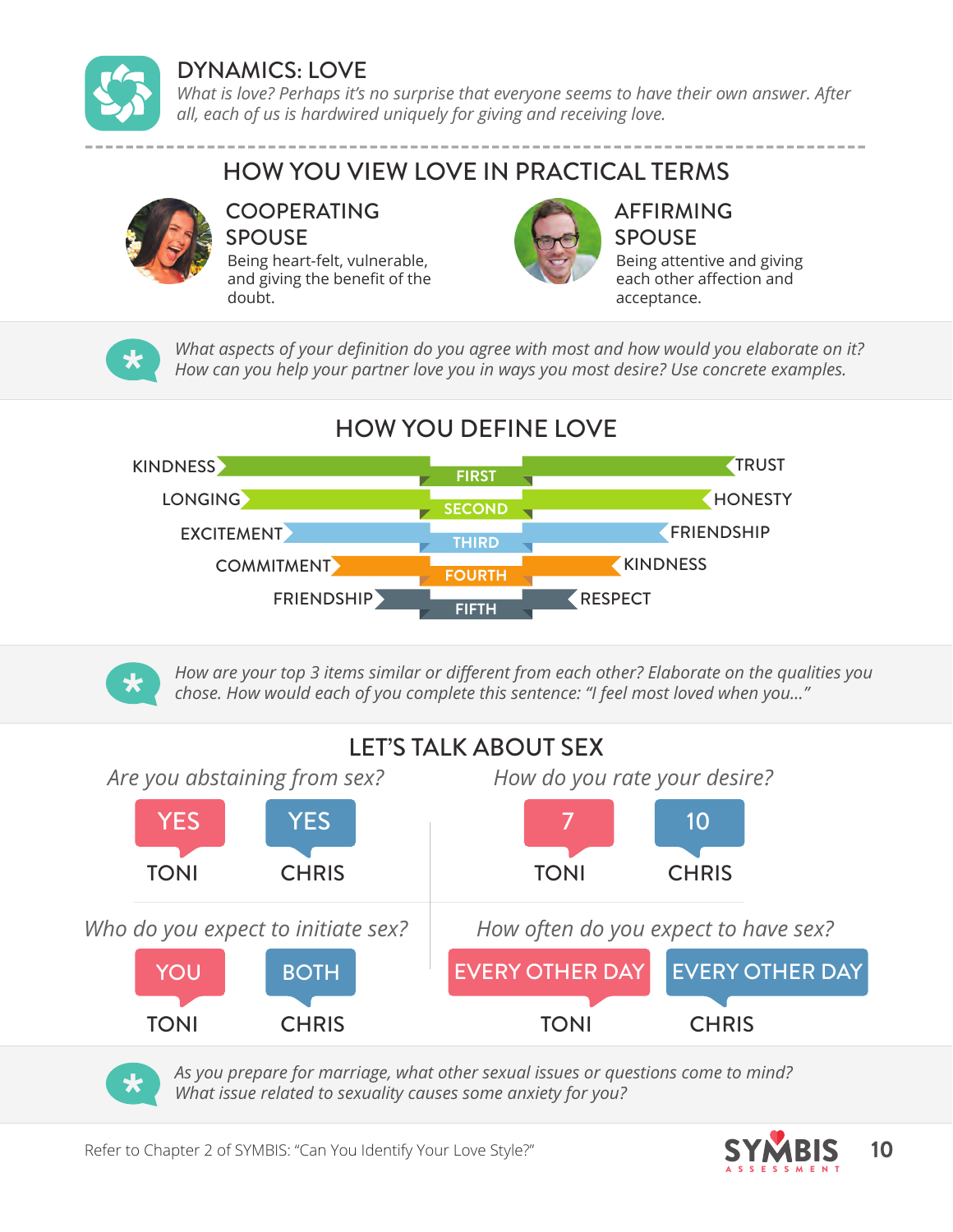# DYNAMICS: LOVE

*What is love? Perhaps it's no surprise that everyone seems to have their own answer. After all, each of us is hardwired uniquely for giving and receiving love.*

## HOW YOU VIEW LOVE IN PRACTICAL TERMS

**COOPERATING SPOUSE**
Being heart-felt, vulnerable, and giving the benefit of the doubt.

**AFFIRMING SPOUSE**
Being attentive and giving each other affection and acceptance.

*What aspects of your definition do you agree with most and how would you elaborate on it? How can you help your partner love you in ways you most desire? Use concrete examples.*

## HOW YOU DEFINE LOVE

| | Rank | |
|---|---|---|
| KINDNESS | FIRST | TRUST |
| LONGING | SECOND | HONESTY |
| EXCITEMENT | THIRD | FRIENDSHIP |
| COMMITMENT | FOURTH | KINDNESS |
| FRIENDSHIP | FIFTH | RESPECT |

*How are your top 3 items similar or different from each other? Elaborate on the qualities you chose. How would each of you complete this sentence: "I feel most loved when you..."*

## LET'S TALK ABOUT SEX

*Are you abstaining from sex?*

| TONI | CHRIS |
|---|---|
| YES | YES |

*How do you rate your desire?*

| TONI | CHRIS |
|---|---|
| 7 | 10 |

*Who do you expect to initiate sex?*

| TONI | CHRIS |
|---|---|
| YOU | BOTH |

*How often do you expect to have sex?*

| TONI | CHRIS |
|---|---|
| EVERY OTHER DAY | EVERY OTHER DAY |

*As you prepare for marriage, what other sexual issues or questions come to mind? What issue related to sexuality causes some anxiety for you?*

Refer to Chapter 2 of SYMBIS: "Can You Identify Your Love Style?"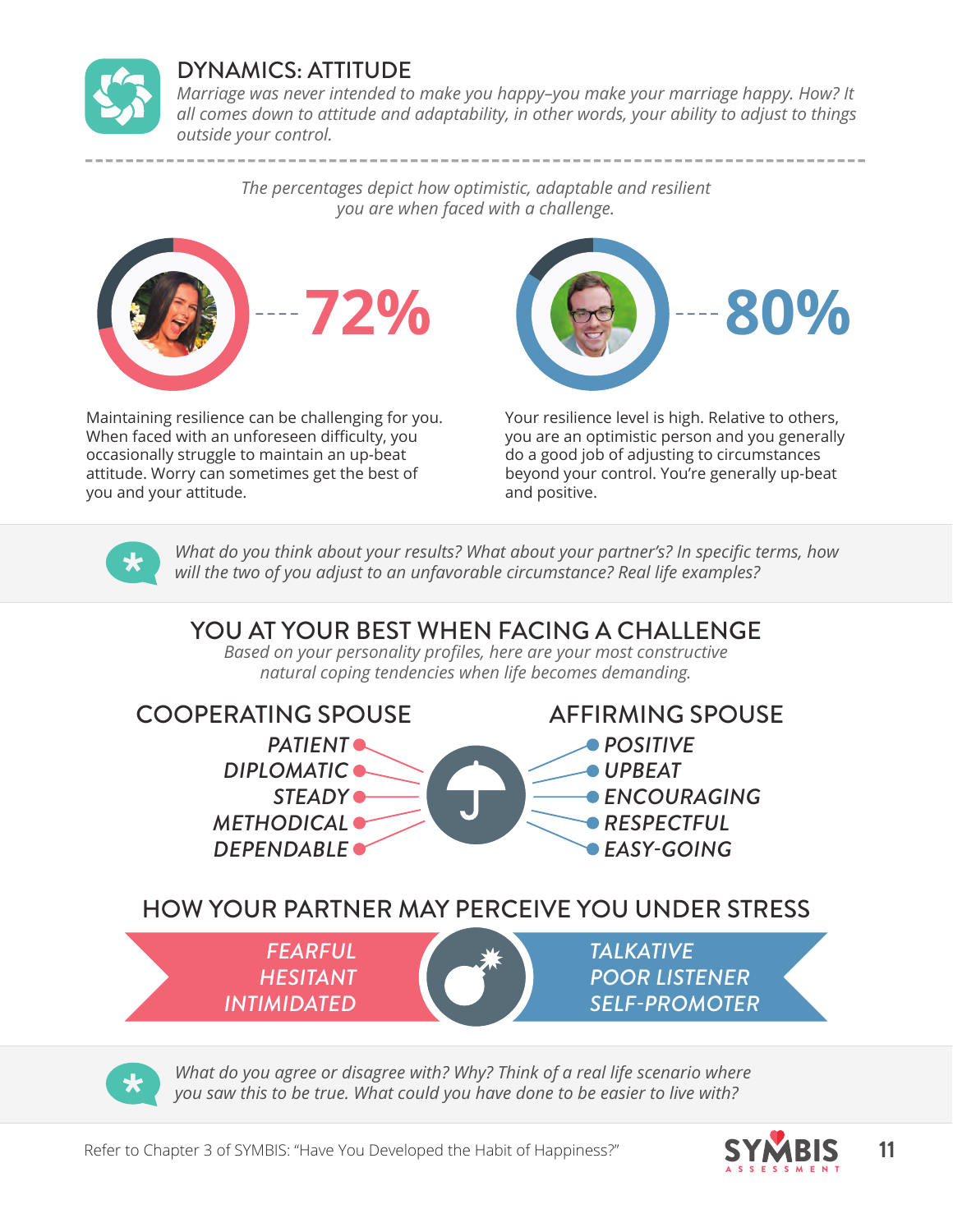## DYNAMICS: ATTITUDE

*Marriage was never intended to make you happy–you make your marriage happy. How? It all comes down to attitude and adaptability, in other words, your ability to adjust to things outside your control.*

*The percentages depict how optimistic, adaptable and resilient you are when faced with a challenge.*

**72%**

Maintaining resilience can be challenging for you. When faced with an unforeseen difficulty, you occasionally struggle to maintain an up-beat attitude. Worry can sometimes get the best of you and your attitude.

**80%**

Your resilience level is high. Relative to others, you are an optimistic person and you generally do a good job of adjusting to circumstances beyond your control. You're generally up-beat and positive.

*What do you think about your results? What about your partner's? In specific terms, how will the two of you adjust to an unfavorable circumstance? Real life examples?*

## YOU AT YOUR BEST WHEN FACING A CHALLENGE

*Based on your personality profiles, here are your most constructive natural coping tendencies when life becomes demanding.*

### COOPERATING SPOUSE

- *PATIENT*
- *DIPLOMATIC*
- *STEADY*
- *METHODICAL*
- *DEPENDABLE*

### AFFIRMING SPOUSE

- *POSITIVE*
- *UPBEAT*
- *ENCOURAGING*
- *RESPECTFUL*
- *EASY-GOING*

## HOW YOUR PARTNER MAY PERCEIVE YOU UNDER STRESS

*FEARFUL*
*HESITANT*
*INTIMIDATED*

*TALKATIVE*
*POOR LISTENER*
*SELF-PROMOTER*

*What do you agree or disagree with? Why? Think of a real life scenario where you saw this to be true. What could you have done to be easier to live with?*

Refer to Chapter 3 of SYMBIS: "Have You Developed the Habit of Happiness?"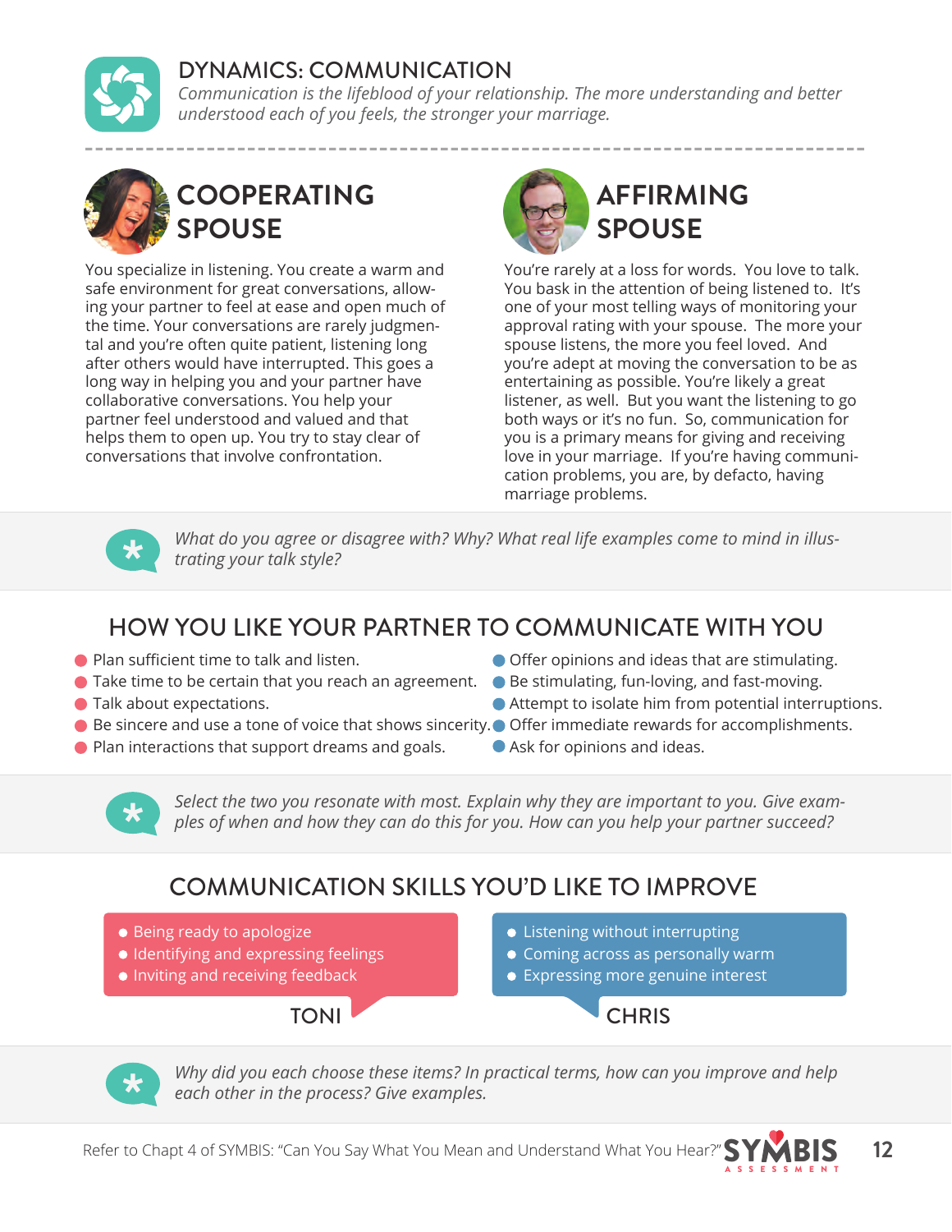# DYNAMICS: COMMUNICATION

*Communication is the lifeblood of your relationship. The more understanding and better understood each of you feels, the stronger your marriage.*

## COOPERATING SPOUSE

You specialize in listening. You create a warm and safe environment for great conversations, allowing your partner to feel at ease and open much of the time. Your conversations are rarely judgmental and you're often quite patient, listening long after others would have interrupted. This goes a long way in helping you and your partner have collaborative conversations. You help your partner feel understood and valued and that helps them to open up. You try to stay clear of conversations that involve confrontation.

## AFFIRMING SPOUSE

You're rarely at a loss for words. You love to talk. You bask in the attention of being listened to. It's one of your most telling ways of monitoring your approval rating with your spouse. The more your spouse listens, the more you feel loved. And you're adept at moving the conversation to be as entertaining as possible. You're likely a great listener, as well. But you want the listening to go both ways or it's no fun. So, communication for you is a primary means for giving and receiving love in your marriage. If you're having communication problems, you are, by defacto, having marriage problems.

*What do you agree or disagree with? Why? What real life examples come to mind in illustrating your talk style?*

## HOW YOU LIKE YOUR PARTNER TO COMMUNICATE WITH YOU

- Plan sufficient time to talk and listen.
- Take time to be certain that you reach an agreement.
- Talk about expectations.
- Be sincere and use a tone of voice that shows sincerity.
- Plan interactions that support dreams and goals.

- Offer opinions and ideas that are stimulating.
- Be stimulating, fun-loving, and fast-moving.
- Attempt to isolate him from potential interruptions.
- Offer immediate rewards for accomplishments.
- Ask for opinions and ideas.

*Select the two you resonate with most. Explain why they are important to you. Give examples of when and how they can do this for you. How can you help your partner succeed?*

## COMMUNICATION SKILLS YOU'D LIKE TO IMPROVE

**TONI**

- Being ready to apologize
- Identifying and expressing feelings
- Inviting and receiving feedback

**CHRIS**

- Listening without interrupting
- Coming across as personally warm
- Expressing more genuine interest

*Why did you each choose these items? In practical terms, how can you improve and help each other in the process? Give examples.*

Refer to Chapt 4 of SYMBIS: "Can You Say What You Mean and Understand What You Hear?"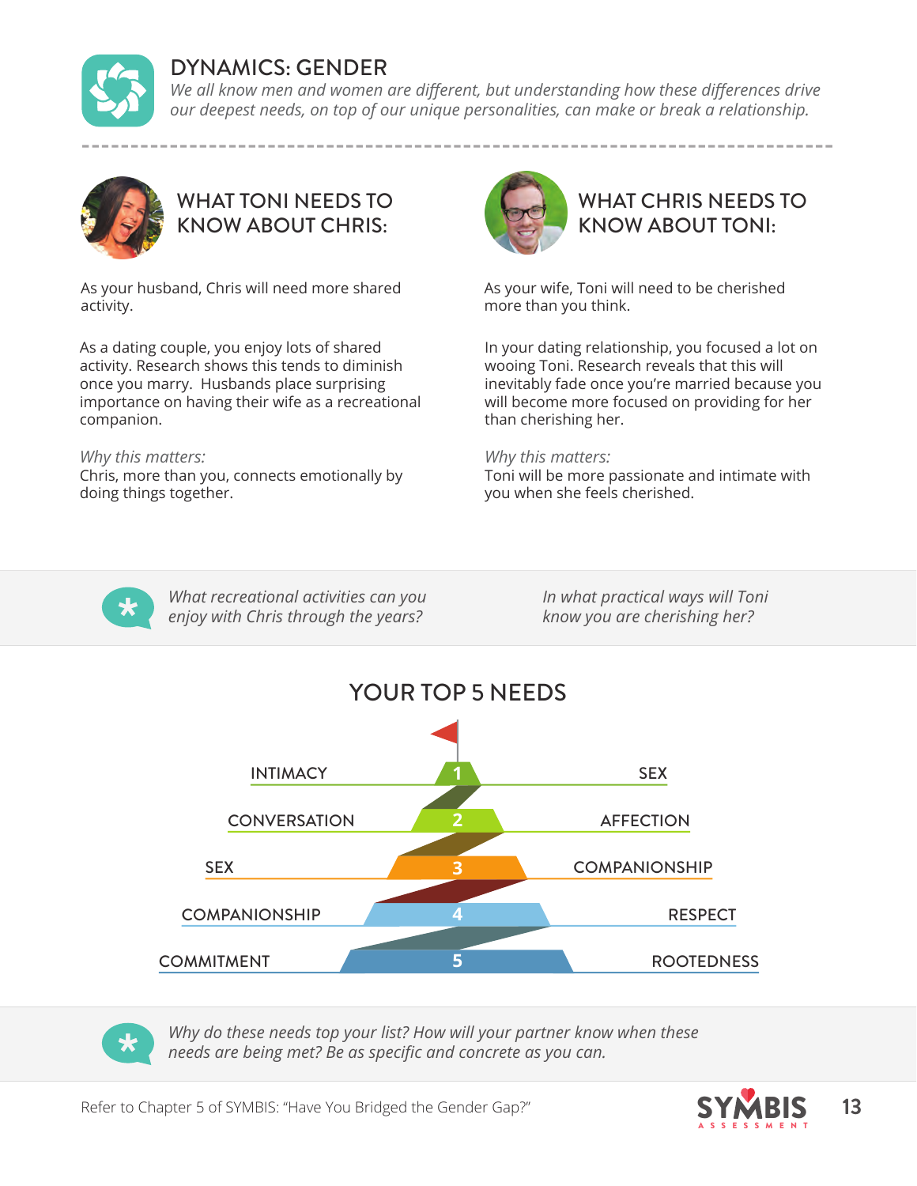# DYNAMICS: GENDER

*We all know men and women are different, but understanding how these differences drive our deepest needs, on top of our unique personalities, can make or break a relationship.*

## WHAT TONI NEEDS TO KNOW ABOUT CHRIS:

As your husband, Chris will need more shared activity.

As a dating couple, you enjoy lots of shared activity. Research shows this tends to diminish once you marry. Husbands place surprising importance on having their wife as a recreational companion.

*Why this matters:*
Chris, more than you, connects emotionally by doing things together.

## WHAT CHRIS NEEDS TO KNOW ABOUT TONI:

As your wife, Toni will need to be cherished more than you think.

In your dating relationship, you focused a lot on wooing Toni. Research reveals that this will inevitably fade once you're married because you will become more focused on providing for her than cherishing her.

*Why this matters:*
Toni will be more passionate and intimate with you when she feels cherished.

*What recreational activities can you enjoy with Chris through the years?*

*In what practical ways will Toni know you are cherishing her?*

## YOUR TOP 5 NEEDS

| | Rank | |
|---|---|---|
| INTIMACY | 1 | SEX |
| CONVERSATION | 2 | AFFECTION |
| SEX | 3 | COMPANIONSHIP |
| COMPANIONSHIP | 4 | RESPECT |
| COMMITMENT | 5 | ROOTEDNESS |

*Why do these needs top your list? How will your partner know when these needs are being met? Be as specific and concrete as you can.*

Refer to Chapter 5 of SYMBIS: "Have You Bridged the Gender Gap?"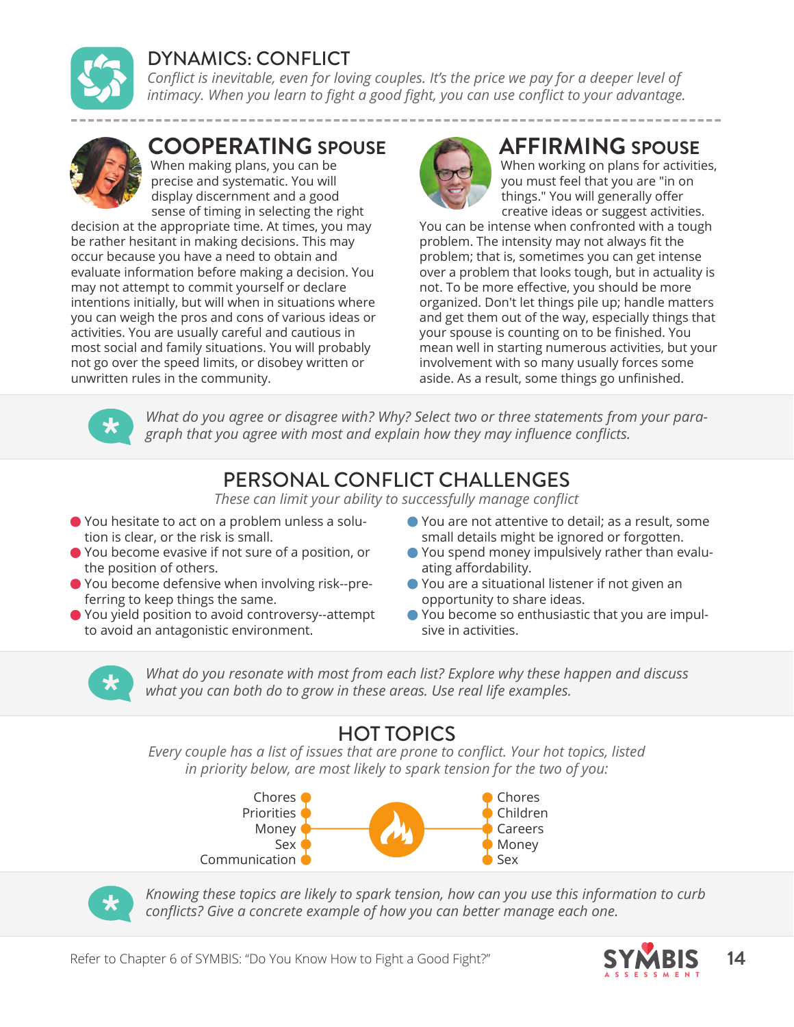# DYNAMICS: CONFLICT

*Conflict is inevitable, even for loving couples. It's the price we pay for a deeper level of intimacy. When you learn to fight a good fight, you can use conflict to your advantage.*

## COOPERATING SPOUSE

When making plans, you can be precise and systematic. You will display discernment and a good sense of timing in selecting the right decision at the appropriate time. At times, you may be rather hesitant in making decisions. This may occur because you have a need to obtain and evaluate information before making a decision. You may not attempt to commit yourself or declare intentions initially, but will when in situations where you can weigh the pros and cons of various ideas or activities. You are usually careful and cautious in most social and family situations. You will probably not go over the speed limits, or disobey written or unwritten rules in the community.

## AFFIRMING SPOUSE

When working on plans for activities, you must feel that you are "in on things." You will generally offer creative ideas or suggest activities. You can be intense when confronted with a tough problem. The intensity may not always fit the problem; that is, sometimes you can get intense over a problem that looks tough, but in actuality is not. To be more effective, you should be more organized. Don't let things pile up; handle matters and get them out of the way, especially things that your spouse is counting on to be finished. You mean well in starting numerous activities, but your involvement with so many usually forces some aside. As a result, some things go unfinished.

*What do you agree or disagree with? Why? Select two or three statements from your paragraph that you agree with most and explain how they may influence conflicts.*

## PERSONAL CONFLICT CHALLENGES

*These can limit your ability to successfully manage conflict*

- You hesitate to act on a problem unless a solution is clear, or the risk is small.
- You become evasive if not sure of a position, or the position of others.
- You become defensive when involving risk--preferring to keep things the same.
- You yield position to avoid controversy--attempt to avoid an antagonistic environment.

- You are not attentive to detail; as a result, some small details might be ignored or forgotten.
- You spend money impulsively rather than evaluating affordability.
- You are a situational listener if not given an opportunity to share ideas.
- You become so enthusiastic that you are impulsive in activities.

*What do you resonate with most from each list? Explore why these happen and discuss what you can both do to grow in these areas. Use real life examples.*

## HOT TOPICS

*Every couple has a list of issues that are prone to conflict. Your hot topics, listed in priority below, are most likely to spark tension for the two of you:*

| Cooperating Spouse | Affirming Spouse |
| --- | --- |
| Chores | Chores |
| Priorities | Children |
| Money | Careers |
| Sex | Money |
| Communication | Sex |

*Knowing these topics are likely to spark tension, how can you use this information to curb conflicts? Give a concrete example of how you can better manage each one.*

Refer to Chapter 6 of SYMBIS: "Do You Know How to Fight a Good Fight?"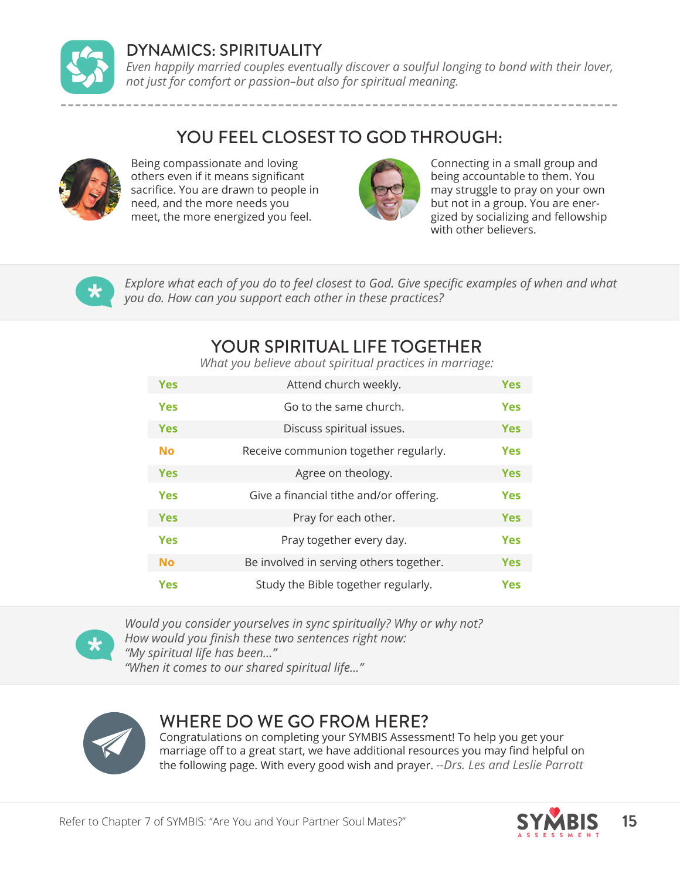# DYNAMICS: SPIRITUALITY

*Even happily married couples eventually discover a soulful longing to bond with their lover, not just for comfort or passion–but also for spiritual meaning.*

## YOU FEEL CLOSEST TO GOD THROUGH:

Being compassionate and loving others even if it means significant sacrifice. You are drawn to people in need, and the more needs you meet, the more energized you feel.

Connecting in a small group and being accountable to them. You may struggle to pray on your own but not in a group. You are energized by socializing and fellowship with other believers.

*Explore what each of you do to feel closest to God. Give specific examples of when and what you do. How can you support each other in these practices?*

## YOUR SPIRITUAL LIFE TOGETHER

*What you believe about spiritual practices in marriage:*

| | | |
|---|---|---|
| Yes | Attend church weekly. | Yes |
| Yes | Go to the same church. | Yes |
| Yes | Discuss spiritual issues. | Yes |
| No | Receive communion together regularly. | Yes |
| Yes | Agree on theology. | Yes |
| Yes | Give a financial tithe and/or offering. | Yes |
| Yes | Pray for each other. | Yes |
| Yes | Pray together every day. | Yes |
| No | Be involved in serving others together. | Yes |
| Yes | Study the Bible together regularly. | Yes |

*Would you consider yourselves in sync spiritually? Why or why not?*
*How would you finish these two sentences right now:*
*"My spiritual life has been..."*
*"When it comes to our shared spiritual life..."*

## WHERE DO WE GO FROM HERE?

Congratulations on completing your SYMBIS Assessment! To help you get your marriage off to a great start, we have additional resources you may find helpful on the following page. With every good wish and prayer. *--Drs. Les and Leslie Parrott*

Refer to Chapter 7 of SYMBIS: "Are You and Your Partner Soul Mates?"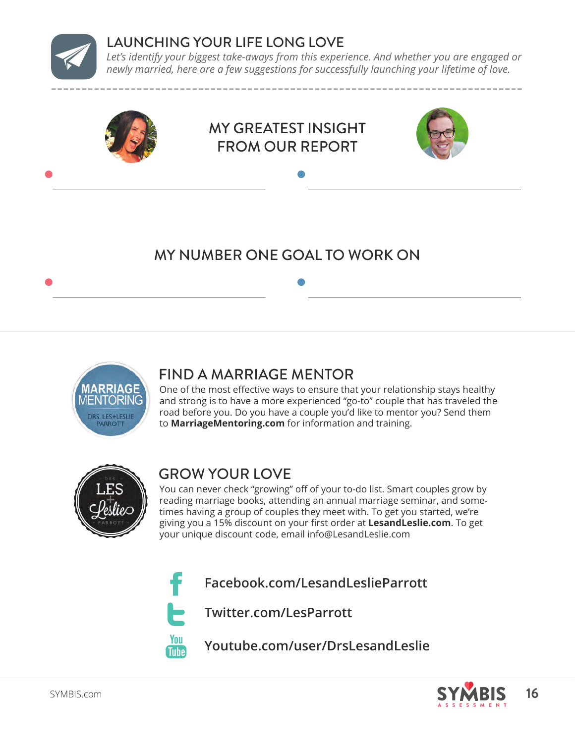## LAUNCHING YOUR LIFE LONG LOVE

*Let's identify your biggest take-aways from this experience. And whether you are engaged or newly married, here are a few suggestions for successfully launching your lifetime of love.*

### MY GREATEST INSIGHT FROM OUR REPORT

### MY NUMBER ONE GOAL TO WORK ON

### FIND A MARRIAGE MENTOR

One of the most effective ways to ensure that your relationship stays healthy and strong is to have a more experienced "go-to" couple that has traveled the road before you. Do you have a couple you'd like to mentor you? Send them to **MarriageMentoring.com** for information and training.

### GROW YOUR LOVE

You can never check "growing" off of your to-do list. Smart couples grow by reading marriage books, attending an annual marriage seminar, and sometimes having a group of couples they meet with. To get you started, we're giving you a 15% discount on your first order at **LesandLeslie.com**. To get your unique discount code, email info@LesandLeslie.com

**Facebook.com/LesandLeslieParrott**

**Twitter.com/LesParrott**

**Youtube.com/user/DrsLesandLeslie**